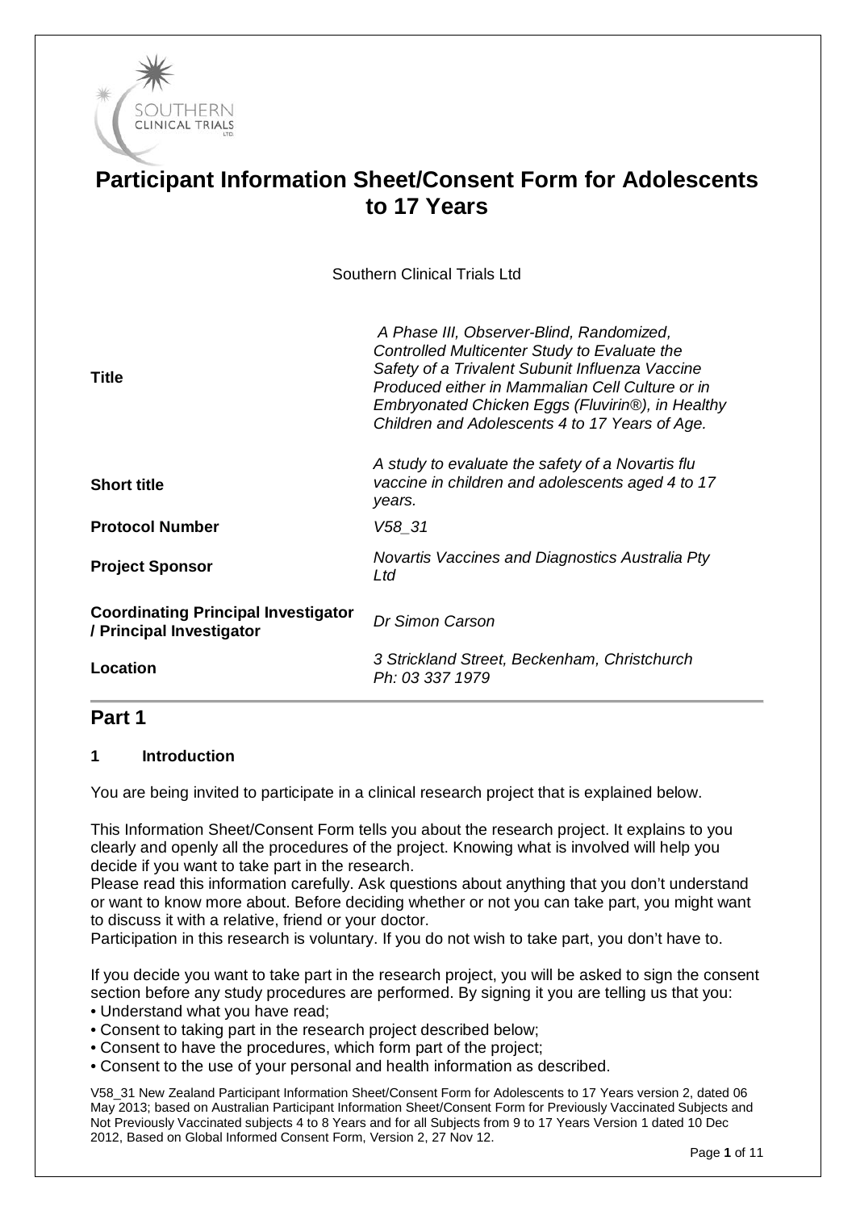# Participant Information Sheet/Consent Form for Adolescents to 17 Years

Southern Clinical Trials Ltd

| | |
|---|---|
| **Title** | *A Phase III, Observer-Blind, Randomized, Controlled Multicenter Study to Evaluate the Safety of a Trivalent Subunit Influenza Vaccine Produced either in Mammalian Cell Culture or in Embryonated Chicken Eggs (Fluvirin®), in Healthy Children and Adolescents 4 to 17 Years of Age.* |
| **Short title** | *A study to evaluate the safety of a Novartis flu vaccine in children and adolescents aged 4 to 17 years.* |
| **Protocol Number** | *V58_31* |
| **Project Sponsor** | *Novartis Vaccines and Diagnostics Australia Pty Ltd* |
| **Coordinating Principal Investigator / Principal Investigator** | *Dr Simon Carson* |
| **Location** | *3 Strickland Street, Beckenham, Christchurch Ph: 03 337 1979* |

## Part 1

### 1 Introduction

You are being invited to participate in a clinical research project that is explained below.

This Information Sheet/Consent Form tells you about the research project. It explains to you clearly and openly all the procedures of the project. Knowing what is involved will help you decide if you want to take part in the research.

Please read this information carefully. Ask questions about anything that you don't understand or want to know more about. Before deciding whether or not you can take part, you might want to discuss it with a relative, friend or your doctor.

Participation in this research is voluntary. If you do not wish to take part, you don't have to.

If you decide you want to take part in the research project, you will be asked to sign the consent section before any study procedures are performed. By signing it you are telling us that you:

- Understand what you have read;
- Consent to taking part in the research project described below;
- Consent to have the procedures, which form part of the project;
- Consent to the use of your personal and health information as described.

V58_31 New Zealand Participant Information Sheet/Consent Form for Adolescents to 17 Years version 2, dated 06 May 2013; based on Australian Participant Information Sheet/Consent Form for Previously Vaccinated Subjects and Not Previously Vaccinated subjects 4 to 8 Years and for all Subjects from 9 to 17 Years Version 1 dated 10 Dec 2012, Based on Global Informed Consent Form, Version 2, 27 Nov 12.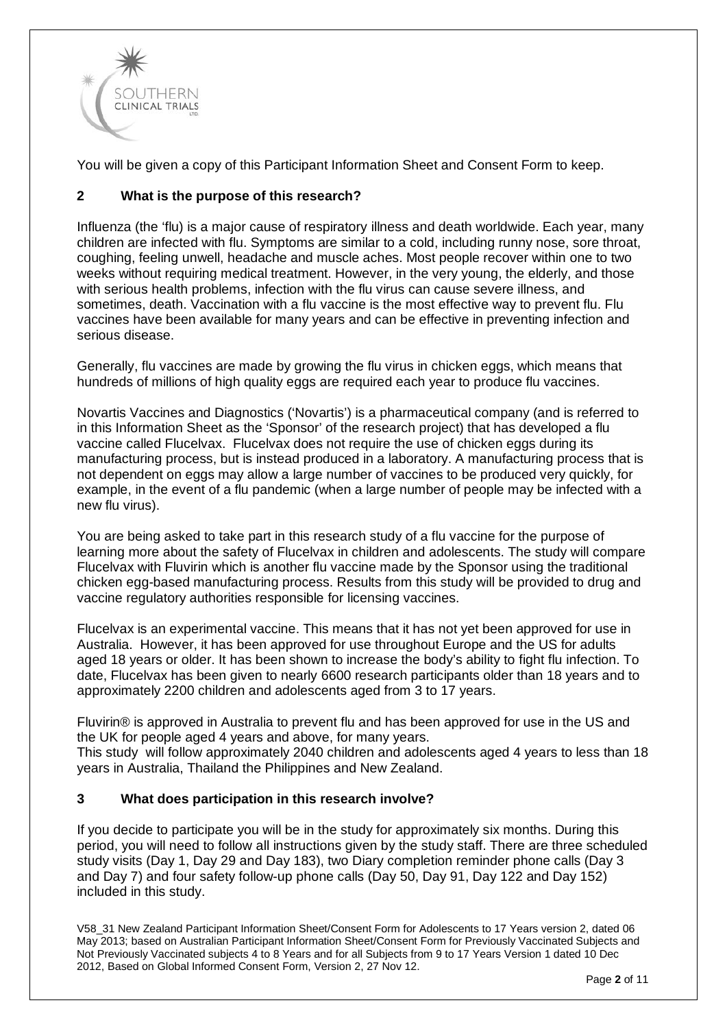You will be given a copy of this Participant Information Sheet and Consent Form to keep.

## 2 What is the purpose of this research?

Influenza (the 'flu) is a major cause of respiratory illness and death worldwide. Each year, many children are infected with flu. Symptoms are similar to a cold, including runny nose, sore throat, coughing, feeling unwell, headache and muscle aches. Most people recover within one to two weeks without requiring medical treatment. However, in the very young, the elderly, and those with serious health problems, infection with the flu virus can cause severe illness, and sometimes, death. Vaccination with a flu vaccine is the most effective way to prevent flu. Flu vaccines have been available for many years and can be effective in preventing infection and serious disease.

Generally, flu vaccines are made by growing the flu virus in chicken eggs, which means that hundreds of millions of high quality eggs are required each year to produce flu vaccines.

Novartis Vaccines and Diagnostics ('Novartis') is a pharmaceutical company (and is referred to in this Information Sheet as the 'Sponsor' of the research project) that has developed a flu vaccine called Flucelvax. Flucelvax does not require the use of chicken eggs during its manufacturing process, but is instead produced in a laboratory. A manufacturing process that is not dependent on eggs may allow a large number of vaccines to be produced very quickly, for example, in the event of a flu pandemic (when a large number of people may be infected with a new flu virus).

You are being asked to take part in this research study of a flu vaccine for the purpose of learning more about the safety of Flucelvax in children and adolescents. The study will compare Flucelvax with Fluvirin which is another flu vaccine made by the Sponsor using the traditional chicken egg-based manufacturing process. Results from this study will be provided to drug and vaccine regulatory authorities responsible for licensing vaccines.

Flucelvax is an experimental vaccine. This means that it has not yet been approved for use in Australia. However, it has been approved for use throughout Europe and the US for adults aged 18 years or older. It has been shown to increase the body's ability to fight flu infection. To date, Flucelvax has been given to nearly 6600 research participants older than 18 years and to approximately 2200 children and adolescents aged from 3 to 17 years.

Fluvirin® is approved in Australia to prevent flu and has been approved for use in the US and the UK for people aged 4 years and above, for many years.
This study will follow approximately 2040 children and adolescents aged 4 years to less than 18 years in Australia, Thailand the Philippines and New Zealand.

## 3 What does participation in this research involve?

If you decide to participate you will be in the study for approximately six months. During this period, you will need to follow all instructions given by the study staff. There are three scheduled study visits (Day 1, Day 29 and Day 183), two Diary completion reminder phone calls (Day 3 and Day 7) and four safety follow-up phone calls (Day 50, Day 91, Day 122 and Day 152) included in this study.

V58_31 New Zealand Participant Information Sheet/Consent Form for Adolescents to 17 Years version 2, dated 06 May 2013; based on Australian Participant Information Sheet/Consent Form for Previously Vaccinated Subjects and Not Previously Vaccinated subjects 4 to 8 Years and for all Subjects from 9 to 17 Years Version 1 dated 10 Dec 2012, Based on Global Informed Consent Form, Version 2, 27 Nov 12.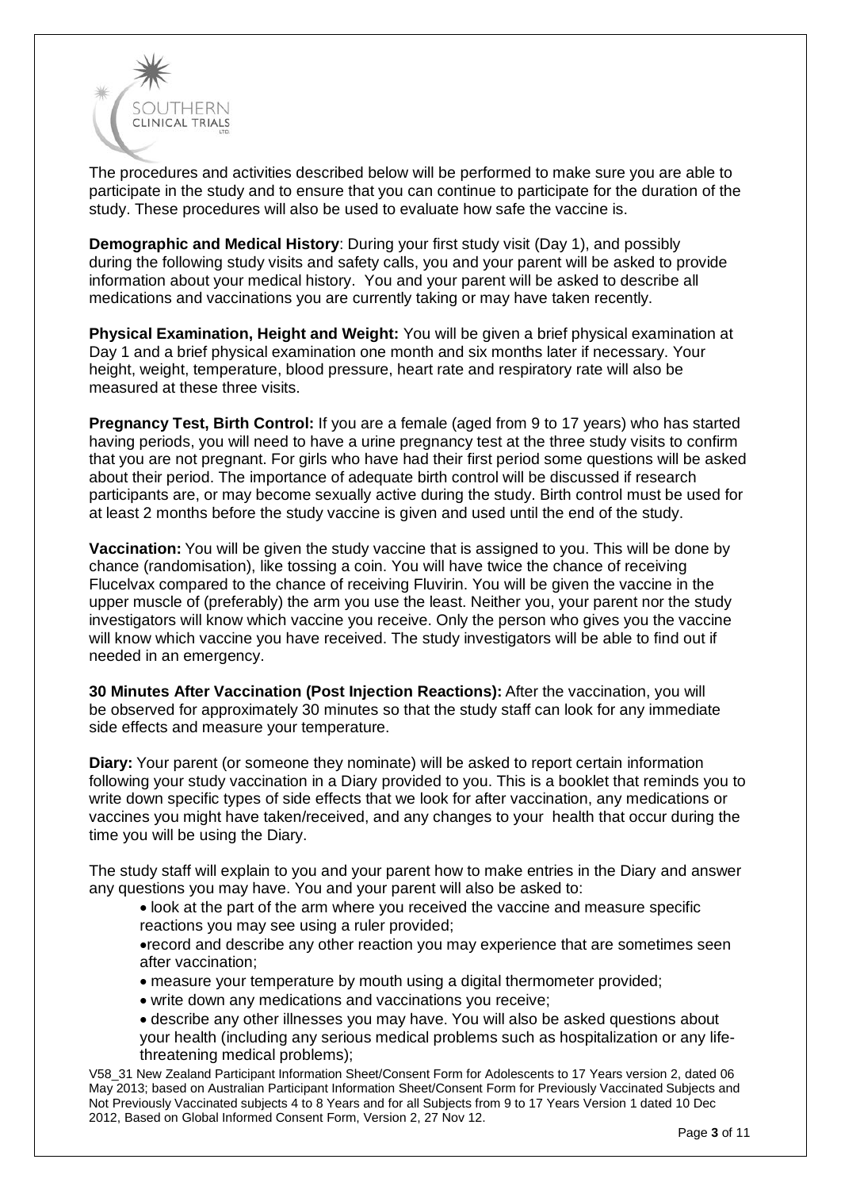The procedures and activities described below will be performed to make sure you are able to participate in the study and to ensure that you can continue to participate for the duration of the study. These procedures will also be used to evaluate how safe the vaccine is.

**Demographic and Medical History**: During your first study visit (Day 1), and possibly during the following study visits and safety calls, you and your parent will be asked to provide information about your medical history. You and your parent will be asked to describe all medications and vaccinations you are currently taking or may have taken recently.

**Physical Examination, Height and Weight:** You will be given a brief physical examination at Day 1 and a brief physical examination one month and six months later if necessary. Your height, weight, temperature, blood pressure, heart rate and respiratory rate will also be measured at these three visits.

**Pregnancy Test, Birth Control:** If you are a female (aged from 9 to 17 years) who has started having periods, you will need to have a urine pregnancy test at the three study visits to confirm that you are not pregnant. For girls who have had their first period some questions will be asked about their period. The importance of adequate birth control will be discussed if research participants are, or may become sexually active during the study. Birth control must be used for at least 2 months before the study vaccine is given and used until the end of the study.

**Vaccination:** You will be given the study vaccine that is assigned to you. This will be done by chance (randomisation), like tossing a coin. You will have twice the chance of receiving Flucelvax compared to the chance of receiving Fluvirin. You will be given the vaccine in the upper muscle of (preferably) the arm you use the least. Neither you, your parent nor the study investigators will know which vaccine you receive. Only the person who gives you the vaccine will know which vaccine you have received. The study investigators will be able to find out if needed in an emergency.

**30 Minutes After Vaccination (Post Injection Reactions):** After the vaccination, you will be observed for approximately 30 minutes so that the study staff can look for any immediate side effects and measure your temperature.

**Diary:** Your parent (or someone they nominate) will be asked to report certain information following your study vaccination in a Diary provided to you. This is a booklet that reminds you to write down specific types of side effects that we look for after vaccination, any medications or vaccines you might have taken/received, and any changes to your health that occur during the time you will be using the Diary.

The study staff will explain to you and your parent how to make entries in the Diary and answer any questions you may have. You and your parent will also be asked to:

- look at the part of the arm where you received the vaccine and measure specific reactions you may see using a ruler provided;
- record and describe any other reaction you may experience that are sometimes seen after vaccination;
- measure your temperature by mouth using a digital thermometer provided;
- write down any medications and vaccinations you receive;
- describe any other illnesses you may have. You will also be asked questions about your health (including any serious medical problems such as hospitalization or any life-threatening medical problems);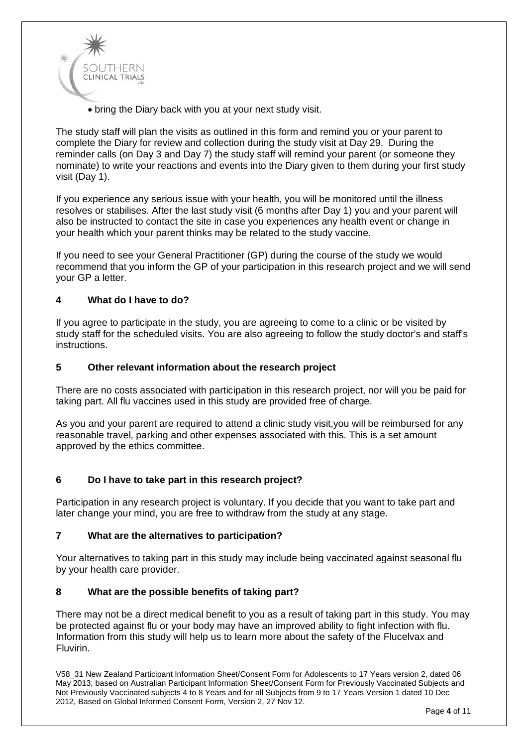- bring the Diary back with you at your next study visit.

The study staff will plan the visits as outlined in this form and remind you or your parent to complete the Diary for review and collection during the study visit at Day 29. During the reminder calls (on Day 3 and Day 7) the study staff will remind your parent (or someone they nominate) to write your reactions and events into the Diary given to them during your first study visit (Day 1).

If you experience any serious issue with your health, you will be monitored until the illness resolves or stabilises. After the last study visit (6 months after Day 1) you and your parent will also be instructed to contact the site in case you experiences any health event or change in your health which your parent thinks may be related to the study vaccine.

If you need to see your General Practitioner (GP) during the course of the study we would recommend that you inform the GP of your participation in this research project and we will send your GP a letter.

## 4 What do I have to do?

If you agree to participate in the study, you are agreeing to come to a clinic or be visited by study staff for the scheduled visits. You are also agreeing to follow the study doctor's and staff's instructions.

## 5 Other relevant information about the research project

There are no costs associated with participation in this research project, nor will you be paid for taking part. All flu vaccines used in this study are provided free of charge.

As you and your parent are required to attend a clinic study visit,you will be reimbursed for any reasonable travel, parking and other expenses associated with this. This is a set amount approved by the ethics committee.

## 6 Do I have to take part in this research project?

Participation in any research project is voluntary. If you decide that you want to take part and later change your mind, you are free to withdraw from the study at any stage.

## 7 What are the alternatives to participation?

Your alternatives to taking part in this study may include being vaccinated against seasonal flu by your health care provider.

## 8 What are the possible benefits of taking part?

There may not be a direct medical benefit to you as a result of taking part in this study. You may be protected against flu or your body may have an improved ability to fight infection with flu. Information from this study will help us to learn more about the safety of the Flucelvax and Fluvirin.

V58_31 New Zealand Participant Information Sheet/Consent Form for Adolescents to 17 Years version 2, dated 06 May 2013; based on Australian Participant Information Sheet/Consent Form for Previously Vaccinated Subjects and Not Previously Vaccinated subjects 4 to 8 Years and for all Subjects from 9 to 17 Years Version 1 dated 10 Dec 2012, Based on Global Informed Consent Form, Version 2, 27 Nov 12.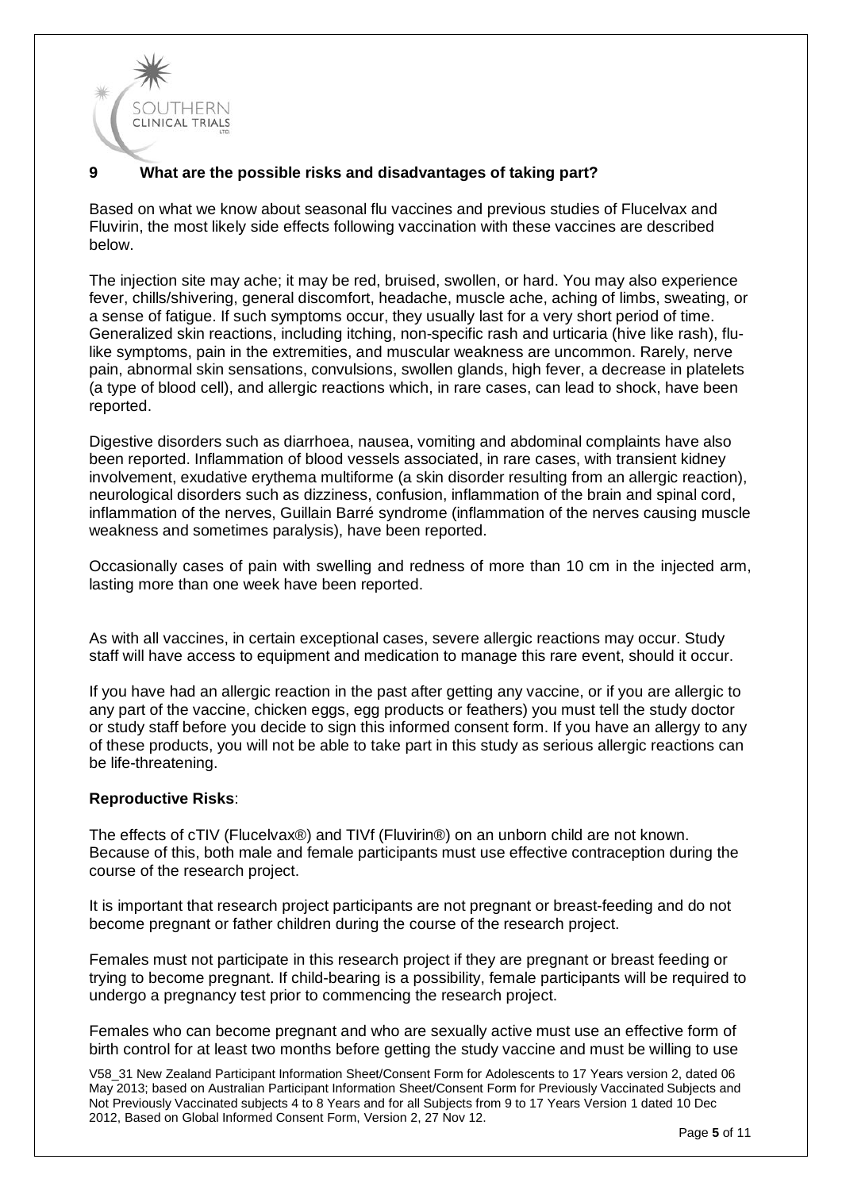## 9 What are the possible risks and disadvantages of taking part?

Based on what we know about seasonal flu vaccines and previous studies of Flucelvax and Fluvirin, the most likely side effects following vaccination with these vaccines are described below.

The injection site may ache; it may be red, bruised, swollen, or hard. You may also experience fever, chills/shivering, general discomfort, headache, muscle ache, aching of limbs, sweating, or a sense of fatigue. If such symptoms occur, they usually last for a very short period of time. Generalized skin reactions, including itching, non-specific rash and urticaria (hive like rash), flu-like symptoms, pain in the extremities, and muscular weakness are uncommon. Rarely, nerve pain, abnormal skin sensations, convulsions, swollen glands, high fever, a decrease in platelets (a type of blood cell), and allergic reactions which, in rare cases, can lead to shock, have been reported.

Digestive disorders such as diarrhoea, nausea, vomiting and abdominal complaints have also been reported. Inflammation of blood vessels associated, in rare cases, with transient kidney involvement, exudative erythema multiforme (a skin disorder resulting from an allergic reaction), neurological disorders such as dizziness, confusion, inflammation of the brain and spinal cord, inflammation of the nerves, Guillain Barré syndrome (inflammation of the nerves causing muscle weakness and sometimes paralysis), have been reported.

Occasionally cases of pain with swelling and redness of more than 10 cm in the injected arm, lasting more than one week have been reported.

As with all vaccines, in certain exceptional cases, severe allergic reactions may occur. Study staff will have access to equipment and medication to manage this rare event, should it occur.

If you have had an allergic reaction in the past after getting any vaccine, or if you are allergic to any part of the vaccine, chicken eggs, egg products or feathers) you must tell the study doctor or study staff before you decide to sign this informed consent form. If you have an allergy to any of these products, you will not be able to take part in this study as serious allergic reactions can be life-threatening.

**Reproductive Risks**:

The effects of cTIV (Flucelvax®) and TIVf (Fluvirin®) on an unborn child are not known. Because of this, both male and female participants must use effective contraception during the course of the research project.

It is important that research project participants are not pregnant or breast-feeding and do not become pregnant or father children during the course of the research project.

Females must not participate in this research project if they are pregnant or breast feeding or trying to become pregnant. If child-bearing is a possibility, female participants will be required to undergo a pregnancy test prior to commencing the research project.

Females who can become pregnant and who are sexually active must use an effective form of birth control for at least two months before getting the study vaccine and must be willing to use

V58_31 New Zealand Participant Information Sheet/Consent Form for Adolescents to 17 Years version 2, dated 06 May 2013; based on Australian Participant Information Sheet/Consent Form for Previously Vaccinated Subjects and Not Previously Vaccinated subjects 4 to 8 Years and for all Subjects from 9 to 17 Years Version 1 dated 10 Dec 2012, Based on Global Informed Consent Form, Version 2, 27 Nov 12.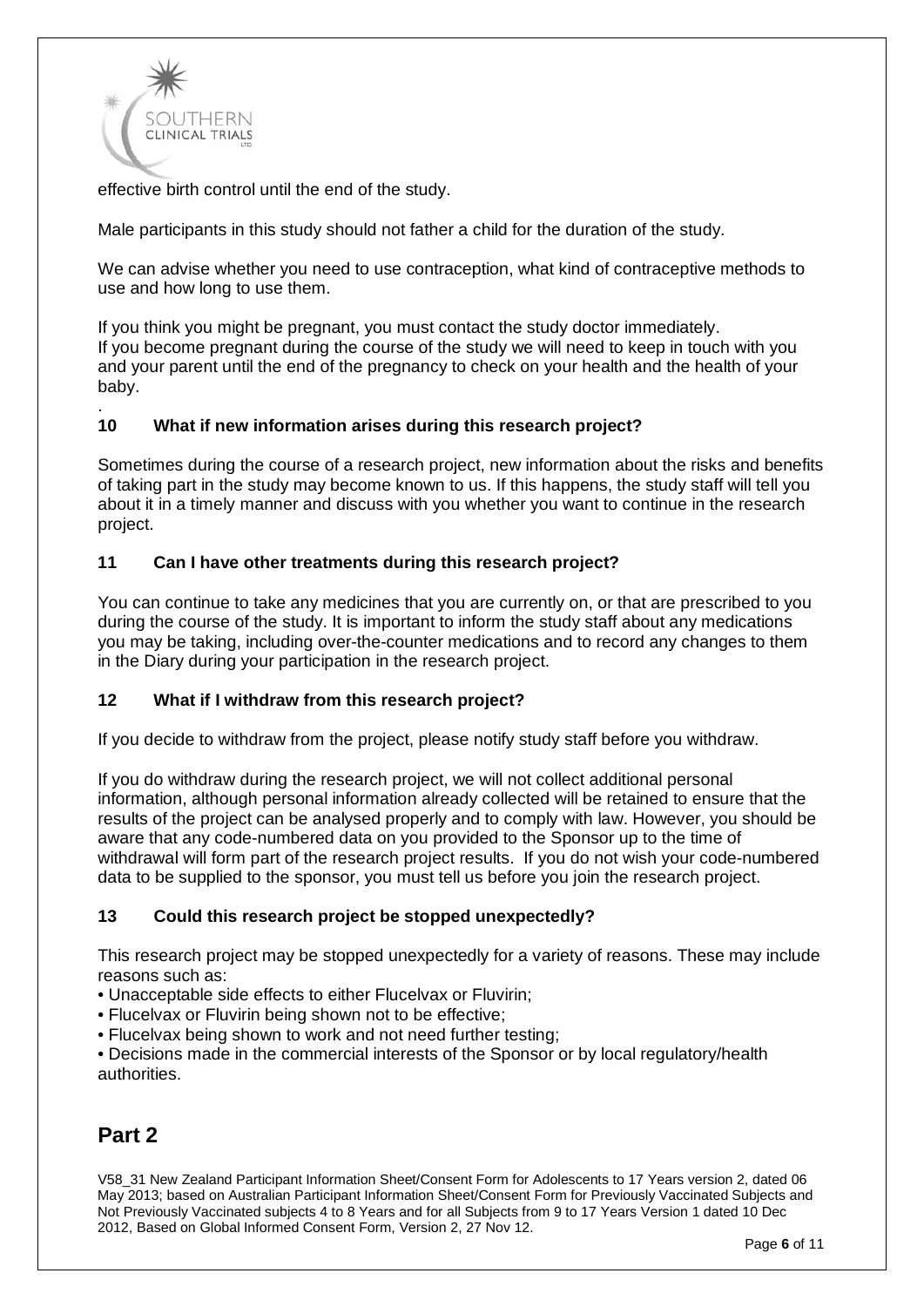effective birth control until the end of the study.

Male participants in this study should not father a child for the duration of the study.

We can advise whether you need to use contraception, what kind of contraceptive methods to use and how long to use them.

If you think you might be pregnant, you must contact the study doctor immediately.
If you become pregnant during the course of the study we will need to keep in touch with you and your parent until the end of the pregnancy to check on your health and the health of your baby.

### 10 What if new information arises during this research project?

Sometimes during the course of a research project, new information about the risks and benefits of taking part in the study may become known to us. If this happens, the study staff will tell you about it in a timely manner and discuss with you whether you want to continue in the research project.

### 11 Can I have other treatments during this research project?

You can continue to take any medicines that you are currently on, or that are prescribed to you during the course of the study. It is important to inform the study staff about any medications you may be taking, including over-the-counter medications and to record any changes to them in the Diary during your participation in the research project.

### 12 What if I withdraw from this research project?

If you decide to withdraw from the project, please notify study staff before you withdraw.

If you do withdraw during the research project, we will not collect additional personal information, although personal information already collected will be retained to ensure that the results of the project can be analysed properly and to comply with law. However, you should be aware that any code-numbered data on you provided to the Sponsor up to the time of withdrawal will form part of the research project results. If you do not wish your code-numbered data to be supplied to the sponsor, you must tell us before you join the research project.

### 13 Could this research project be stopped unexpectedly?

This research project may be stopped unexpectedly for a variety of reasons. These may include reasons such as:

- Unacceptable side effects to either Flucelvax or Fluvirin;
- Flucelvax or Fluvirin being shown not to be effective;
- Flucelvax being shown to work and not need further testing;
- Decisions made in the commercial interests of the Sponsor or by local regulatory/health authorities.

# Part 2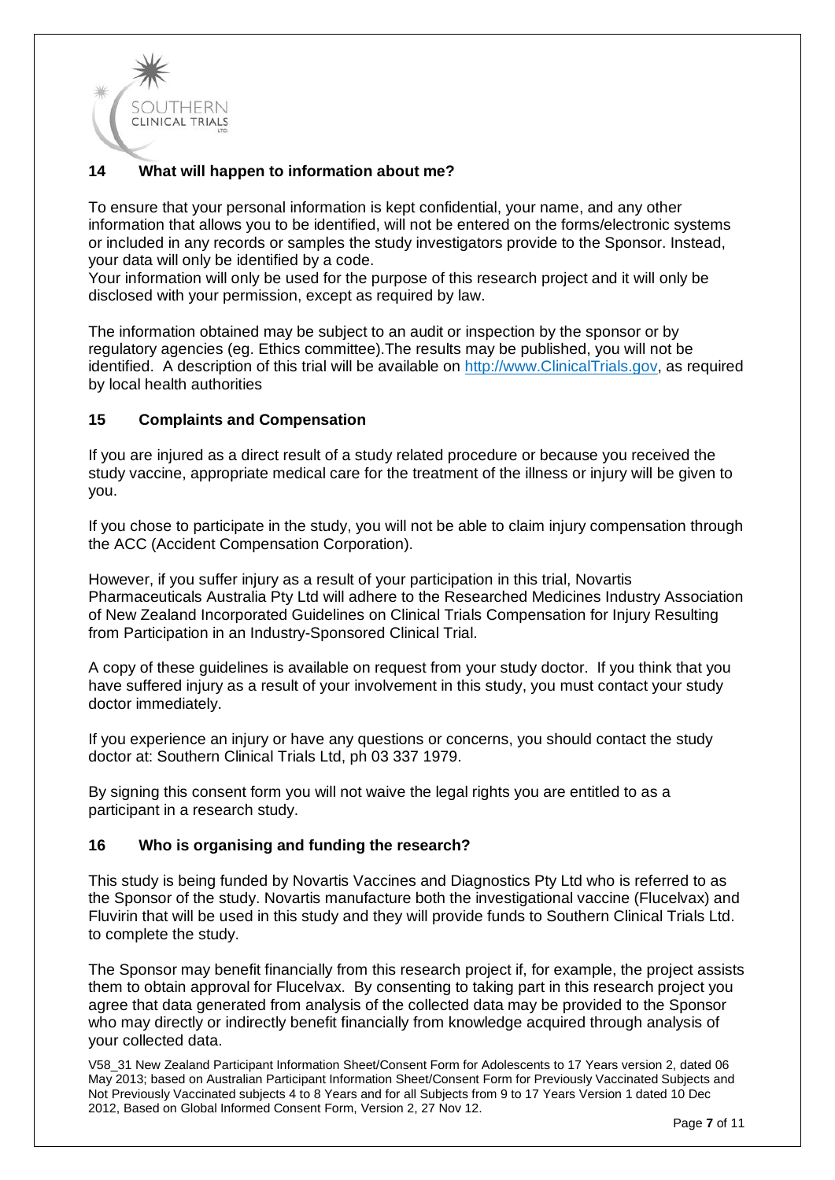## 14 What will happen to information about me?

To ensure that your personal information is kept confidential, your name, and any other information that allows you to be identified, will not be entered on the forms/electronic systems or included in any records or samples the study investigators provide to the Sponsor. Instead, your data will only be identified by a code.
Your information will only be used for the purpose of this research project and it will only be disclosed with your permission, except as required by law.

The information obtained may be subject to an audit or inspection by the sponsor or by regulatory agencies (eg. Ethics committee).The results may be published, you will not be identified. A description of this trial will be available on [http://www.ClinicalTrials.gov](http://www.ClinicalTrials.gov), as required by local health authorities

## 15 Complaints and Compensation

If you are injured as a direct result of a study related procedure or because you received the study vaccine, appropriate medical care for the treatment of the illness or injury will be given to you.

If you chose to participate in the study, you will not be able to claim injury compensation through the ACC (Accident Compensation Corporation).

However, if you suffer injury as a result of your participation in this trial, Novartis Pharmaceuticals Australia Pty Ltd will adhere to the Researched Medicines Industry Association of New Zealand Incorporated Guidelines on Clinical Trials Compensation for Injury Resulting from Participation in an Industry-Sponsored Clinical Trial.

A copy of these guidelines is available on request from your study doctor. If you think that you have suffered injury as a result of your involvement in this study, you must contact your study doctor immediately.

If you experience an injury or have any questions or concerns, you should contact the study doctor at: Southern Clinical Trials Ltd, ph 03 337 1979.

By signing this consent form you will not waive the legal rights you are entitled to as a participant in a research study.

## 16 Who is organising and funding the research?

This study is being funded by Novartis Vaccines and Diagnostics Pty Ltd who is referred to as the Sponsor of the study. Novartis manufacture both the investigational vaccine (Flucelvax) and Fluvirin that will be used in this study and they will provide funds to Southern Clinical Trials Ltd. to complete the study.

The Sponsor may benefit financially from this research project if, for example, the project assists them to obtain approval for Flucelvax. By consenting to taking part in this research project you agree that data generated from analysis of the collected data may be provided to the Sponsor who may directly or indirectly benefit financially from knowledge acquired through analysis of your collected data.

V58_31 New Zealand Participant Information Sheet/Consent Form for Adolescents to 17 Years version 2, dated 06 May 2013; based on Australian Participant Information Sheet/Consent Form for Previously Vaccinated Subjects and Not Previously Vaccinated subjects 4 to 8 Years and for all Subjects from 9 to 17 Years Version 1 dated 10 Dec 2012, Based on Global Informed Consent Form, Version 2, 27 Nov 12.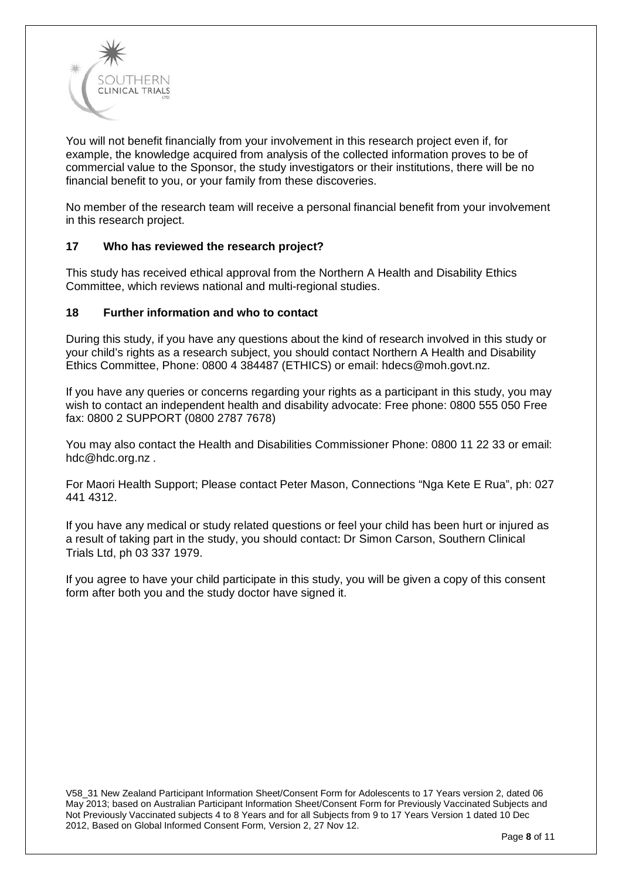You will not benefit financially from your involvement in this research project even if, for example, the knowledge acquired from analysis of the collected information proves to be of commercial value to the Sponsor, the study investigators or their institutions, there will be no financial benefit to you, or your family from these discoveries.

No member of the research team will receive a personal financial benefit from your involvement in this research project.

### 17 Who has reviewed the research project?

This study has received ethical approval from the Northern A Health and Disability Ethics Committee, which reviews national and multi-regional studies.

### 18 Further information and who to contact

During this study, if you have any questions about the kind of research involved in this study or your child's rights as a research subject, you should contact Northern A Health and Disability Ethics Committee, Phone: 0800 4 384487 (ETHICS) or email: hdecs@moh.govt.nz.

If you have any queries or concerns regarding your rights as a participant in this study, you may wish to contact an independent health and disability advocate: Free phone: 0800 555 050 Free fax: 0800 2 SUPPORT (0800 2787 7678)

You may also contact the Health and Disabilities Commissioner Phone: 0800 11 22 33 or email: hdc@hdc.org.nz .

For Maori Health Support; Please contact Peter Mason, Connections "Nga Kete E Rua", ph: 027 441 4312.

If you have any medical or study related questions or feel your child has been hurt or injured as a result of taking part in the study, you should contact: Dr Simon Carson, Southern Clinical Trials Ltd, ph 03 337 1979.

If you agree to have your child participate in this study, you will be given a copy of this consent form after both you and the study doctor have signed it.

V58_31 New Zealand Participant Information Sheet/Consent Form for Adolescents to 17 Years version 2, dated 06 May 2013; based on Australian Participant Information Sheet/Consent Form for Previously Vaccinated Subjects and Not Previously Vaccinated subjects 4 to 8 Years and for all Subjects from 9 to 17 Years Version 1 dated 10 Dec 2012, Based on Global Informed Consent Form, Version 2, 27 Nov 12.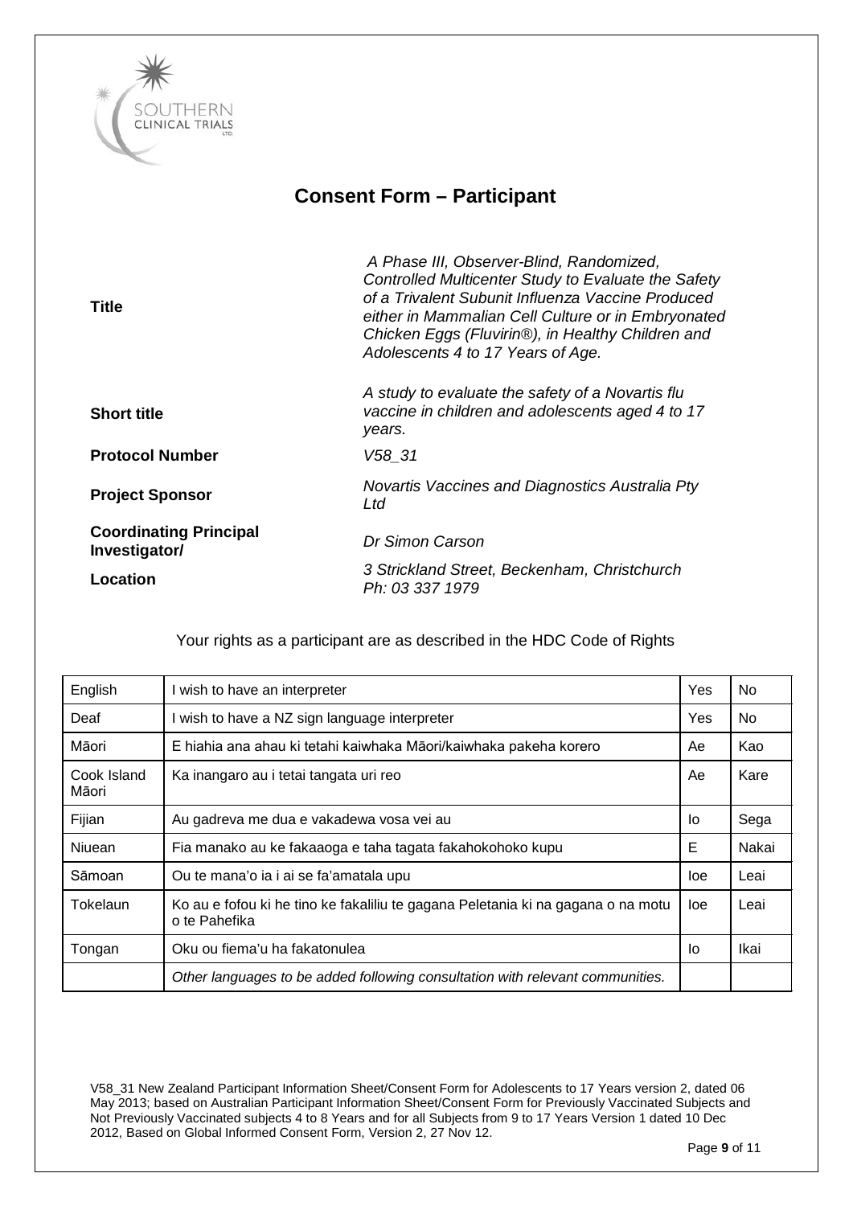SOUTHERN CLINICAL TRIALS LTD

# Consent Form – Participant

| | |
|---|---|
| **Title** | *A Phase III, Observer-Blind, Randomized, Controlled Multicenter Study to Evaluate the Safety of a Trivalent Subunit Influenza Vaccine Produced either in Mammalian Cell Culture or in Embryonated Chicken Eggs (Fluvirin®), in Healthy Children and Adolescents 4 to 17 Years of Age.* |
| **Short title** | *A study to evaluate the safety of a Novartis flu vaccine in children and adolescents aged 4 to 17 years.* |
| **Protocol Number** | *V58_31* |
| **Project Sponsor** | *Novartis Vaccines and Diagnostics Australia Pty Ltd* |
| **Coordinating Principal Investigator/** | *Dr Simon Carson* |
| **Location** | *3 Strickland Street, Beckenham, Christchurch Ph: 03 337 1979* |

Your rights as a participant are as described in the HDC Code of Rights

| | | | |
|---|---|---|---|
| English | I wish to have an interpreter | Yes | No |
| Deaf | I wish to have a NZ sign language interpreter | Yes | No |
| Māori | E hiahia ana ahau ki tetahi kaiwhaka Māori/kaiwhaka pakeha korero | Ae | Kao |
| Cook Island Māori | Ka inangaro au i tetai tangata uri reo | Ae | Kare |
| Fijian | Au gadreva me dua e vakadewa vosa vei au | Io | Sega |
| Niuean | Fia manako au ke fakaaoga e taha tagata fakahokohoko kupu | E | Nakai |
| Sāmoan | Ou te mana'o ia i ai se fa'amatala upu | Ioe | Leai |
| Tokelaun | Ko au e fofou ki he tino ke fakaliliu te gagana Peletania ki na gagana o na motu o te Pahefika | Ioe | Leai |
| Tongan | Oku ou fiema'u ha fakatonulea | Io | Ikai |
| | *Other languages to be added following consultation with relevant communities.* | | |

V58_31 New Zealand Participant Information Sheet/Consent Form for Adolescents to 17 Years version 2, dated 06 May 2013; based on Australian Participant Information Sheet/Consent Form for Previously Vaccinated Subjects and Not Previously Vaccinated subjects 4 to 8 Years and for all Subjects from 9 to 17 Years Version 1 dated 10 Dec 2012, Based on Global Informed Consent Form, Version 2, 27 Nov 12.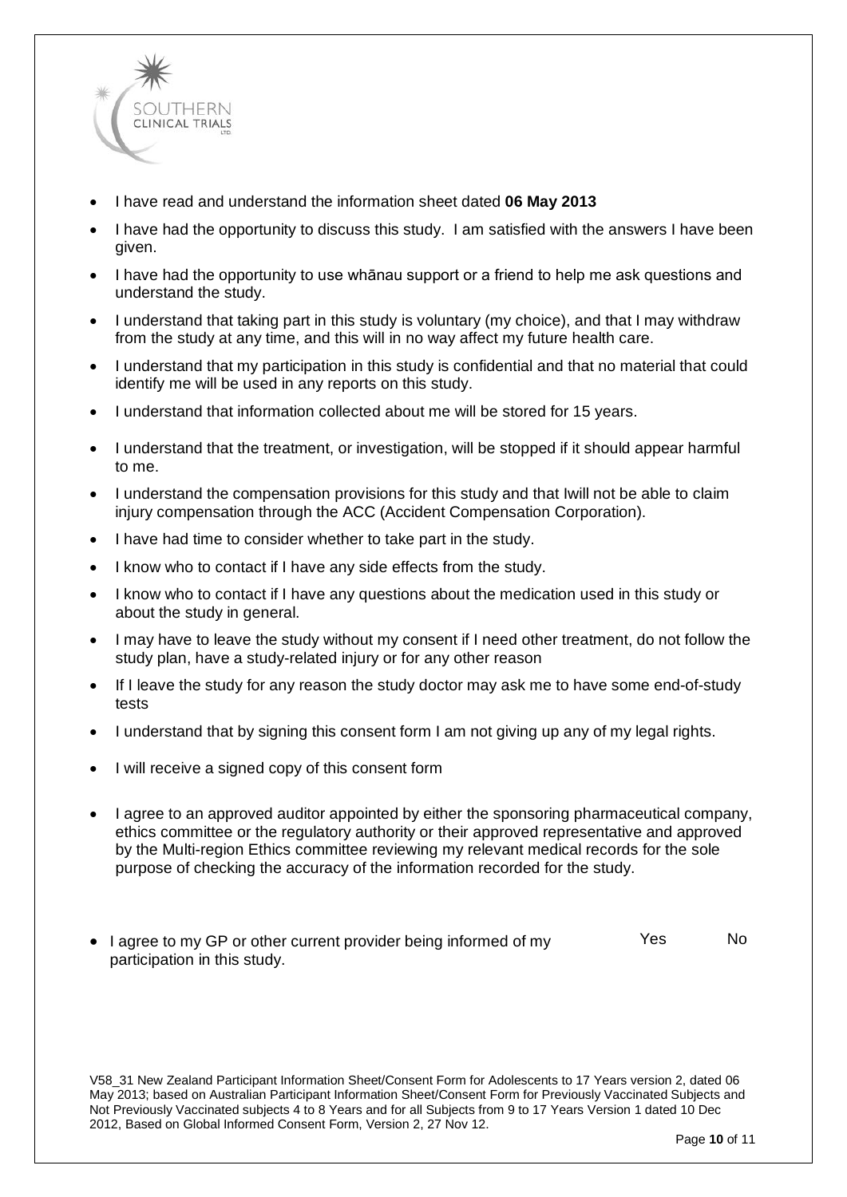- I have read and understand the information sheet dated **06 May 2013**
- I have had the opportunity to discuss this study. I am satisfied with the answers I have been given.
- I have had the opportunity to use whānau support or a friend to help me ask questions and understand the study.
- I understand that taking part in this study is voluntary (my choice), and that I may withdraw from the study at any time, and this will in no way affect my future health care.
- I understand that my participation in this study is confidential and that no material that could identify me will be used in any reports on this study.
- I understand that information collected about me will be stored for 15 years.
- I understand that the treatment, or investigation, will be stopped if it should appear harmful to me.
- I understand the compensation provisions for this study and that Iwill not be able to claim injury compensation through the ACC (Accident Compensation Corporation).
- I have had time to consider whether to take part in the study.
- I know who to contact if I have any side effects from the study.
- I know who to contact if I have any questions about the medication used in this study or about the study in general.
- I may have to leave the study without my consent if I need other treatment, do not follow the study plan, have a study-related injury or for any other reason
- If I leave the study for any reason the study doctor may ask me to have some end-of-study tests
- I understand that by signing this consent form I am not giving up any of my legal rights.
- I will receive a signed copy of this consent form
- I agree to an approved auditor appointed by either the sponsoring pharmaceutical company, ethics committee or the regulatory authority or their approved representative and approved by the Multi-region Ethics committee reviewing my relevant medical records for the sole purpose of checking the accuracy of the information recorded for the study.

- I agree to my GP or other current provider being informed of my participation in this study. Yes No

V58_31 New Zealand Participant Information Sheet/Consent Form for Adolescents to 17 Years version 2, dated 06 May 2013; based on Australian Participant Information Sheet/Consent Form for Previously Vaccinated Subjects and Not Previously Vaccinated subjects 4 to 8 Years and for all Subjects from 9 to 17 Years Version 1 dated 10 Dec 2012, Based on Global Informed Consent Form, Version 2, 27 Nov 12.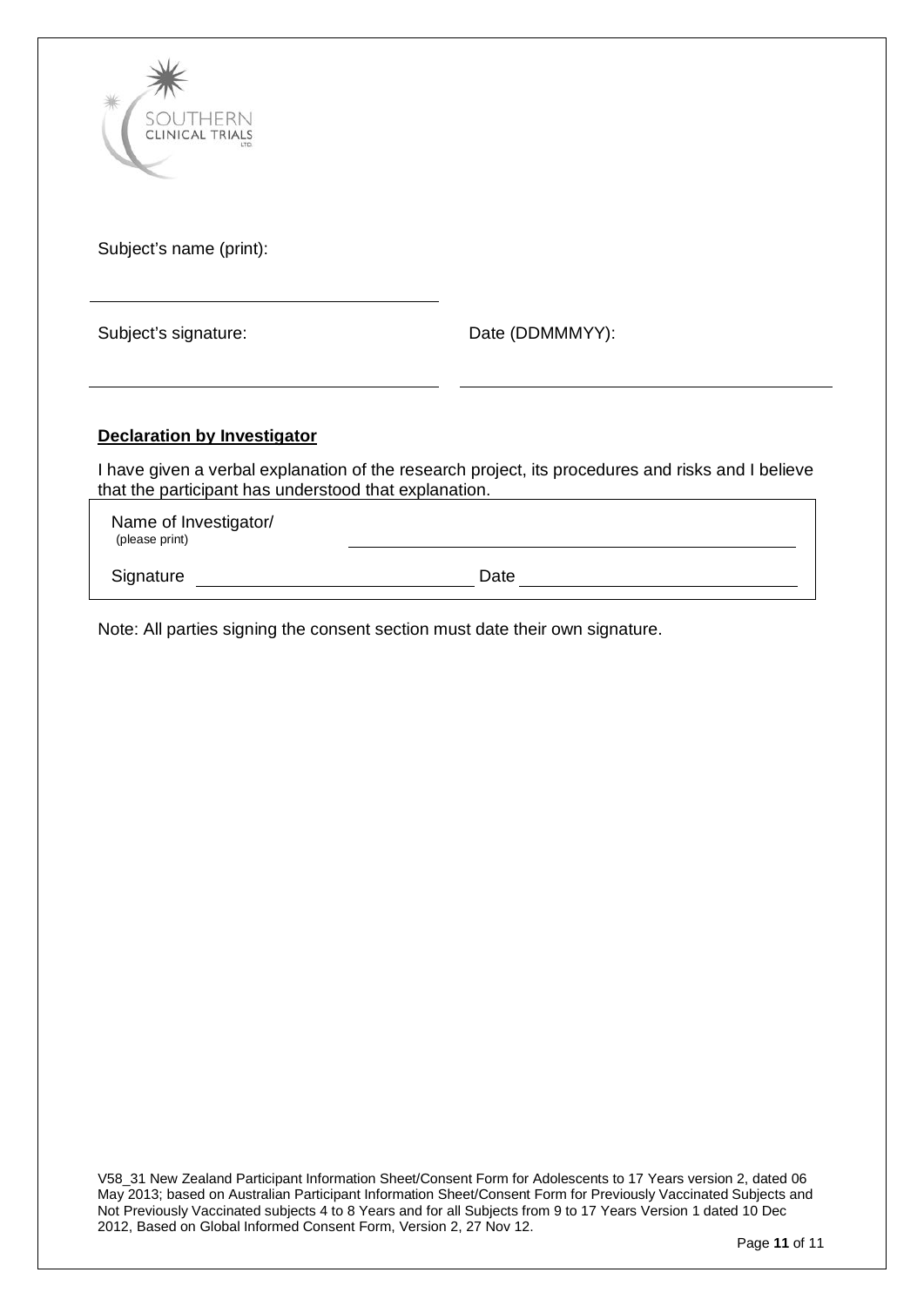SOUTHERN CLINICAL TRIALS LTD

Subject's name (print):

\_\_\_\_\_\_\_\_\_\_\_\_\_\_\_\_\_\_\_\_\_\_\_\_\_\_\_\_\_\_\_\_\_\_

Subject's signature: Date (DDMMMYY):

\_\_\_\_\_\_\_\_\_\_\_\_\_\_\_\_\_\_\_\_\_\_\_\_\_\_\_\_\_\_\_\_\_\_ \_\_\_\_\_\_\_\_\_\_\_\_\_\_\_\_\_\_\_\_\_\_\_\_\_\_\_\_\_\_\_\_\_\_

**Declaration by Investigator**

I have given a verbal explanation of the research project, its procedures and risks and I believe that the participant has understood that explanation.

| | |
|---|---|
| Name of Investigator/ (please print) | |
| Signature | Date |

Note: All parties signing the consent section must date their own signature.

V58_31 New Zealand Participant Information Sheet/Consent Form for Adolescents to 17 Years version 2, dated 06 May 2013; based on Australian Participant Information Sheet/Consent Form for Previously Vaccinated Subjects and Not Previously Vaccinated subjects 4 to 8 Years and for all Subjects from 9 to 17 Years Version 1 dated 10 Dec 2012, Based on Global Informed Consent Form, Version 2, 27 Nov 12.